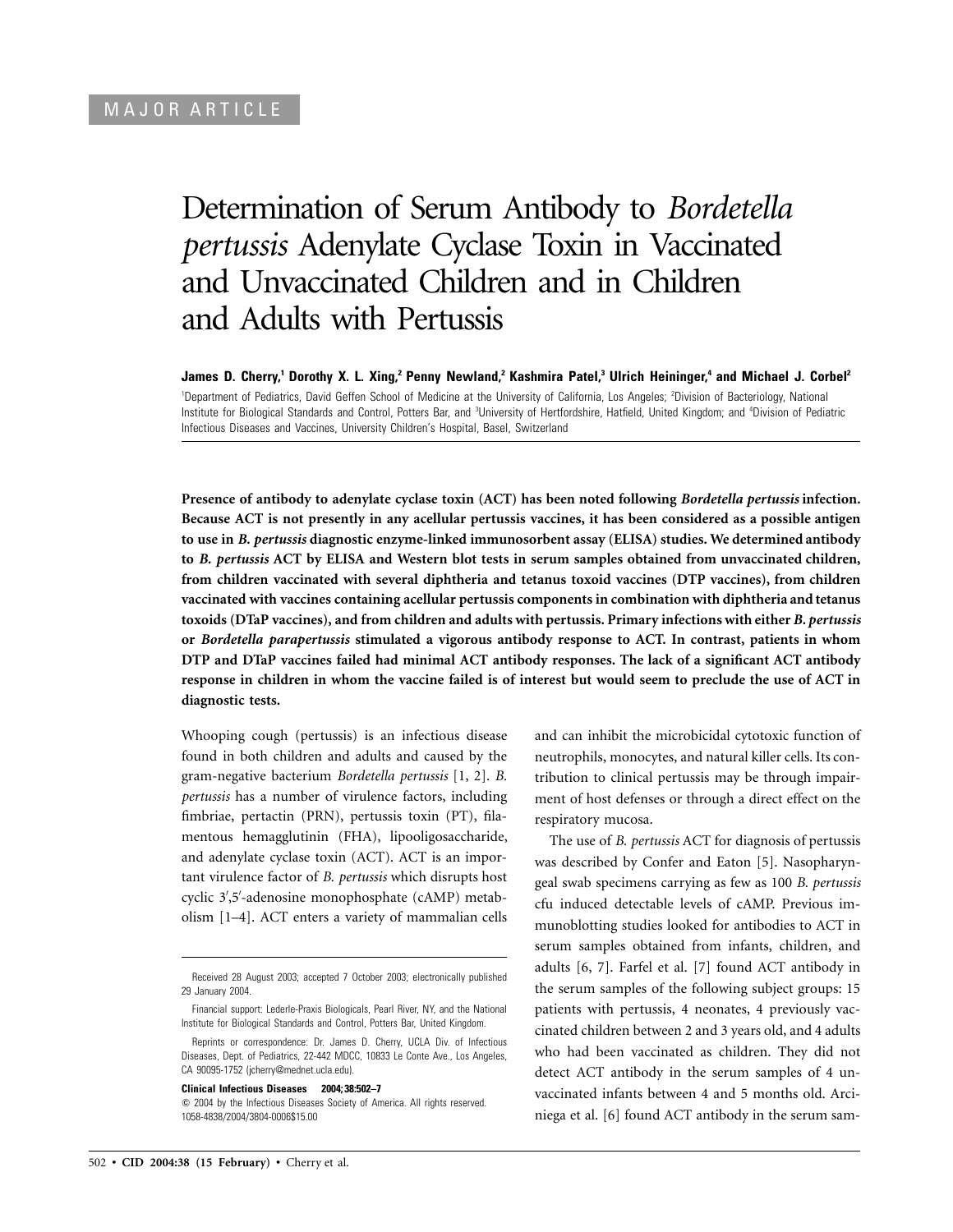MAJOR ARTICLE

# Determination of Serum Antibody to *Bordetella pertussis* Adenylate Cyclase Toxin in Vaccinated and Unvaccinated Children and in Children and Adults with Pertussis

**James D. Cherry,[1] Dorothy X. L. Xing,[2] Penny Newland,[2] Kashmira Patel,[3] Ulrich Heininger,[4] and Michael J. Corbel[2]**

[1]Department of Pediatrics, David Geffen School of Medicine at the University of California, Los Angeles; [2]Division of Bacteriology, National Institute for Biological Standards and Control, Potters Bar, and [3]University of Hertfordshire, Hatfield, United Kingdom; and [4]Division of Pediatric Infectious Diseases and Vaccines, University Children's Hospital, Basel, Switzerland

**Presence of antibody to adenylate cyclase toxin (ACT) has been noted following *Bordetella pertussis* infection. Because ACT is not presently in any acellular pertussis vaccines, it has been considered as a possible antigen to use in *B. pertussis* diagnostic enzyme-linked immunosorbent assay (ELISA) studies. We determined antibody to *B. pertussis* ACT by ELISA and Western blot tests in serum samples obtained from unvaccinated children, from children vaccinated with several diphtheria and tetanus toxoid vaccines (DTP vaccines), from children vaccinated with vaccines containing acellular pertussis components in combination with diphtheria and tetanus toxoids (DTaP vaccines), and from children and adults with pertussis. Primary infections with either *B. pertussis* or *Bordetella parapertussis* stimulated a vigorous antibody response to ACT. In contrast, patients in whom DTP and DTaP vaccines failed had minimal ACT antibody responses. The lack of a significant ACT antibody response in children in whom the vaccine failed is of interest but would seem to preclude the use of ACT in diagnostic tests.**

Whooping cough (pertussis) is an infectious disease found in both children and adults and caused by the gram-negative bacterium *Bordetella pertussis* [1, 2]. *B. pertussis* has a number of virulence factors, including fimbriae, pertactin (PRN), pertussis toxin (PT), filamentous hemagglutinin (FHA), lipooligosaccharide, and adenylate cyclase toxin (ACT). ACT is an important virulence factor of *B. pertussis* which disrupts host cyclic 3′,5′-adenosine monophosphate (cAMP) metabolism [1–4]. ACT enters a variety of mammalian cells and can inhibit the microbicidal cytotoxic function of neutrophils, monocytes, and natural killer cells. Its contribution to clinical pertussis may be through impairment of host defenses or through a direct effect on the respiratory mucosa.

The use of *B. pertussis* ACT for diagnosis of pertussis was described by Confer and Eaton [5]. Nasopharyngeal swab specimens carrying as few as 100 *B. pertussis* cfu induced detectable levels of cAMP. Previous immunoblotting studies looked for antibodies to ACT in serum samples obtained from infants, children, and adults [6, 7]. Farfel et al. [7] found ACT antibody in the serum samples of the following subject groups: 15 patients with pertussis, 4 neonates, 4 previously vaccinated children between 2 and 3 years old, and 4 adults who had been vaccinated as children. They did not detect ACT antibody in the serum samples of 4 unvaccinated infants between 4 and 5 months old. Arciniega et al. [6] found ACT antibody in the serum sam-

Received 28 August 2003; accepted 7 October 2003; electronically published 29 January 2004.

Financial support: Lederle-Praxis Biologicals, Pearl River, NY, and the National Institute for Biological Standards and Control, Potters Bar, United Kingdom.

Reprints or correspondence: Dr. James D. Cherry, UCLA Div. of Infectious Diseases, Dept. of Pediatrics, 22-442 MDCC, 10833 Le Conte Ave., Los Angeles, CA 90095-1752 (jcherry@mednet.ucla.edu).

**Clinical Infectious Diseases 2004; 38:502–7**
© 2004 by the Infectious Diseases Society of America. All rights reserved. 1058-4838/2004/3804-0006$15.00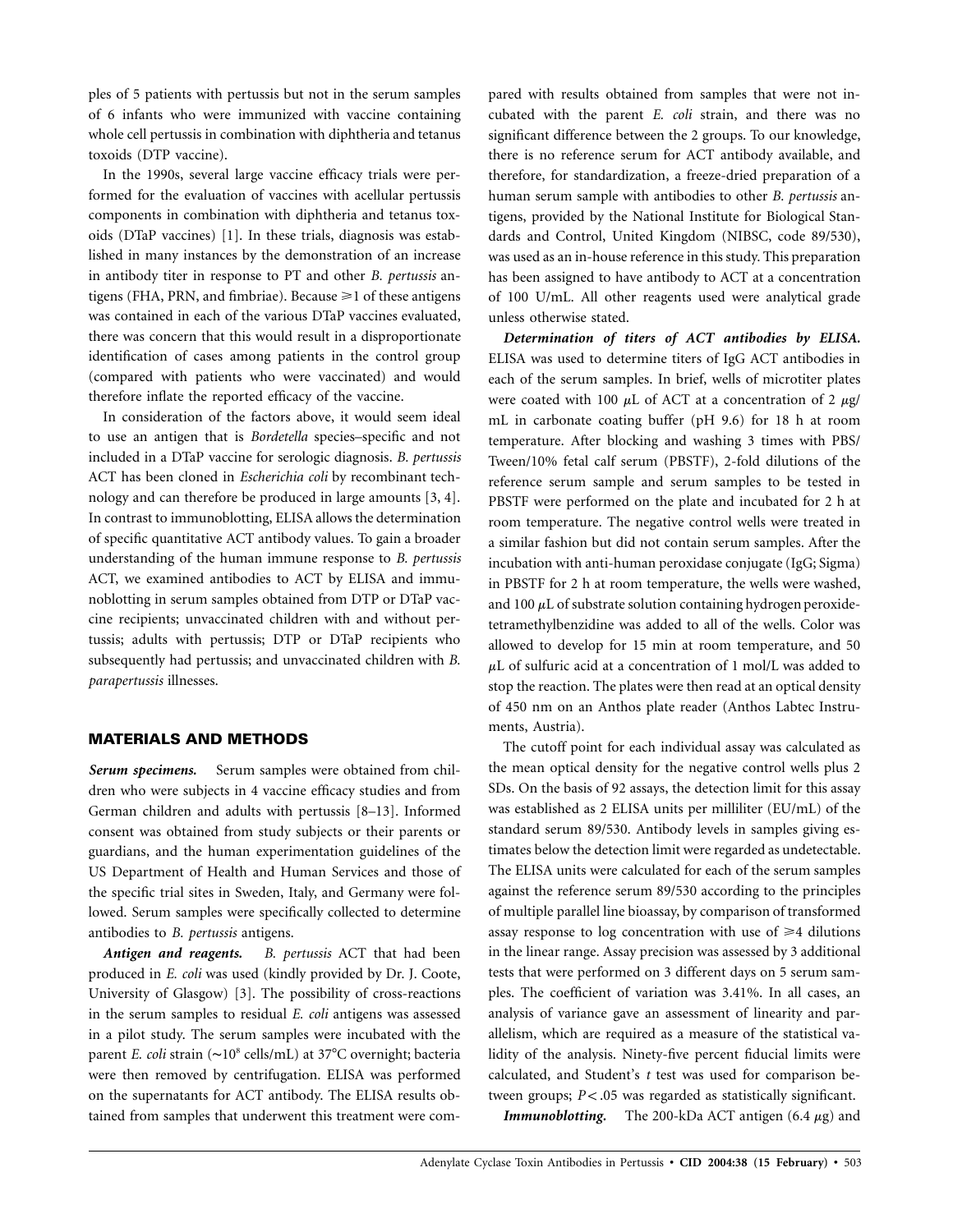ples of 5 patients with pertussis but not in the serum samples of 6 infants who were immunized with vaccine containing whole cell pertussis in combination with diphtheria and tetanus toxoids (DTP vaccine).

In the 1990s, several large vaccine efficacy trials were performed for the evaluation of vaccines with acellular pertussis components in combination with diphtheria and tetanus toxoids (DTaP vaccines) [1]. In these trials, diagnosis was established in many instances by the demonstration of an increase in antibody titer in response to PT and other *B. pertussis* antigens (FHA, PRN, and fimbriae). Because ⩾1 of these antigens was contained in each of the various DTaP vaccines evaluated, there was concern that this would result in a disproportionate identification of cases among patients in the control group (compared with patients who were vaccinated) and would therefore inflate the reported efficacy of the vaccine.

In consideration of the factors above, it would seem ideal to use an antigen that is *Bordetella* species–specific and not included in a DTaP vaccine for serologic diagnosis. *B. pertussis* ACT has been cloned in *Escherichia coli* by recombinant technology and can therefore be produced in large amounts [3, 4]. In contrast to immunoblotting, ELISA allows the determination of specific quantitative ACT antibody values. To gain a broader understanding of the human immune response to *B. pertussis* ACT, we examined antibodies to ACT by ELISA and immunoblotting in serum samples obtained from DTP or DTaP vaccine recipients; unvaccinated children with and without pertussis; adults with pertussis; DTP or DTaP recipients who subsequently had pertussis; and unvaccinated children with *B. parapertussis* illnesses.

## MATERIALS AND METHODS

***Serum specimens.*** Serum samples were obtained from children who were subjects in 4 vaccine efficacy studies and from German children and adults with pertussis [8–13]. Informed consent was obtained from study subjects or their parents or guardians, and the human experimentation guidelines of the US Department of Health and Human Services and those of the specific trial sites in Sweden, Italy, and Germany were followed. Serum samples were specifically collected to determine antibodies to *B. pertussis* antigens.

***Antigen and reagents.*** *B. pertussis* ACT that had been produced in *E. coli* was used (kindly provided by Dr. J. Coote, University of Glasgow) [3]. The possibility of cross-reactions in the serum samples to residual *E. coli* antigens was assessed in a pilot study. The serum samples were incubated with the parent *E. coli* strain (∼$10^8$ cells/mL) at 37°C overnight; bacteria were then removed by centrifugation. ELISA was performed on the supernatants for ACT antibody. The ELISA results obtained from samples that underwent this treatment were compared with results obtained from samples that were not incubated with the parent *E. coli* strain, and there was no significant difference between the 2 groups. To our knowledge, there is no reference serum for ACT antibody available, and therefore, for standardization, a freeze-dried preparation of a human serum sample with antibodies to other *B. pertussis* antigens, provided by the National Institute for Biological Standards and Control, United Kingdom (NIBSC, code 89/530), was used as an in-house reference in this study. This preparation has been assigned to have antibody to ACT at a concentration of 100 U/mL. All other reagents used were analytical grade unless otherwise stated.

***Determination of titers of ACT antibodies by ELISA.*** ELISA was used to determine titers of IgG ACT antibodies in each of the serum samples. In brief, wells of microtiter plates were coated with 100 μL of ACT at a concentration of 2 μg/mL in carbonate coating buffer (pH 9.6) for 18 h at room temperature. After blocking and washing 3 times with PBS/Tween/10% fetal calf serum (PBSTF), 2-fold dilutions of the reference serum sample and serum samples to be tested in PBSTF were performed on the plate and incubated for 2 h at room temperature. The negative control wells were treated in a similar fashion but did not contain serum samples. After the incubation with anti-human peroxidase conjugate (IgG; Sigma) in PBSTF for 2 h at room temperature, the wells were washed, and 100 μL of substrate solution containing hydrogen peroxide-tetramethylbenzidine was added to all of the wells. Color was allowed to develop for 15 min at room temperature, and 50 μL of sulfuric acid at a concentration of 1 mol/L was added to stop the reaction. The plates were then read at an optical density of 450 nm on an Anthos plate reader (Anthos Labtec Instruments, Austria).

The cutoff point for each individual assay was calculated as the mean optical density for the negative control wells plus 2 SDs. On the basis of 92 assays, the detection limit for this assay was established as 2 ELISA units per milliliter (EU/mL) of the standard serum 89/530. Antibody levels in samples giving estimates below the detection limit were regarded as undetectable. The ELISA units were calculated for each of the serum samples against the reference serum 89/530 according to the principles of multiple parallel line bioassay, by comparison of transformed assay response to log concentration with use of ⩾4 dilutions in the linear range. Assay precision was assessed by 3 additional tests that were performed on 3 different days on 5 serum samples. The coefficient of variation was 3.41%. In all cases, an analysis of variance gave an assessment of linearity and parallelism, which are required as a measure of the statistical validity of the analysis. Ninety-five percent fiducial limits were calculated, and Student's *t* test was used for comparison between groups; $P < .05$ was regarded as statistically significant.

***Immunoblotting.*** The 200-kDa ACT antigen (6.4 μg) and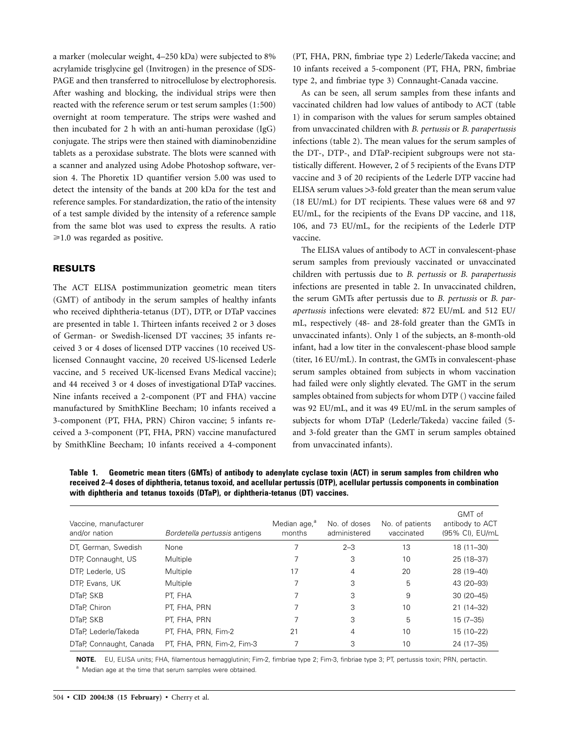a marker (molecular weight, 4–250 kDa) were subjected to 8% acrylamide trisglycine gel (Invitrogen) in the presence of SDS-PAGE and then transferred to nitrocellulose by electrophoresis. After washing and blocking, the individual strips were then reacted with the reference serum or test serum samples (1:500) overnight at room temperature. The strips were washed and then incubated for 2 h with an anti-human peroxidase (IgG) conjugate. The strips were then stained with diaminobenzidine tablets as a peroxidase substrate. The blots were scanned with a scanner and analyzed using Adobe Photoshop software, version 4. The Phoretix 1D quantifier version 5.00 was used to detect the intensity of the bands at 200 kDa for the test and reference samples. For standardization, the ratio of the intensity of a test sample divided by the intensity of a reference sample from the same blot was used to express the results. A ratio ⩾1.0 was regarded as positive.

## RESULTS

The ACT ELISA postimmunization geometric mean titers (GMT) of antibody in the serum samples of healthy infants who received diphtheria-tetanus (DT), DTP, or DTaP vaccines are presented in table 1. Thirteen infants received 2 or 3 doses of German- or Swedish-licensed DT vaccines; 35 infants received 3 or 4 doses of licensed DTP vaccines (10 received US-licensed Connaught vaccine, 20 received US-licensed Lederle vaccine, and 5 received UK-licensed Evans Medical vaccine); and 44 received 3 or 4 doses of investigational DTaP vaccines. Nine infants received a 2-component (PT and FHA) vaccine manufactured by SmithKline Beecham; 10 infants received a 3-component (PT, FHA, PRN) Chiron vaccine; 5 infants received a 3-component (PT, FHA, PRN) vaccine manufactured by SmithKline Beecham; 10 infants received a 4-component (PT, FHA, PRN, fimbriae type 2) Lederle/Takeda vaccine; and 10 infants received a 5-component (PT, FHA, PRN, fimbriae type 2, and fimbriae type 3) Connaught-Canada vaccine.

As can be seen, all serum samples from these infants and vaccinated children had low values of antibody to ACT (table 1) in comparison with the values for serum samples obtained from unvaccinated children with *B. pertussis* or *B. parapertussis* infections (table 2). The mean values for the serum samples of the DT-, DTP-, and DTaP-recipient subgroups were not statistically different. However, 2 of 5 recipients of the Evans DTP vaccine and 3 of 20 recipients of the Lederle DTP vaccine had ELISA serum values >3-fold greater than the mean serum value (18 EU/mL) for DT recipients. These values were 68 and 97 EU/mL, for the recipients of the Evans DP vaccine, and 118, 106, and 73 EU/mL, for the recipients of the Lederle DTP vaccine.

The ELISA values of antibody to ACT in convalescent-phase serum samples from previously vaccinated or unvaccinated children with pertussis due to *B. pertussis* or *B. parapertussis* infections are presented in table 2. In unvaccinated children, the serum GMTs after pertussis due to *B. pertussis* or *B. parapertussis* infections were elevated: 872 EU/mL and 512 EU/mL, respectively (48- and 28-fold greater than the GMTs in unvaccinated infants). Only 1 of the subjects, an 8-month-old infant, had a low titer in the convalescent-phase blood sample (titer, 16 EU/mL). In contrast, the GMTs in convalescent-phase serum samples obtained from subjects in whom vaccination had failed were only slightly elevated. The GMT in the serum samples obtained from subjects for whom DTP () vaccine failed was 92 EU/mL, and it was 49 EU/mL in the serum samples of subjects for whom DTaP (Lederle/Takeda) vaccine failed (5- and 3-fold greater than the GMT in serum samples obtained from unvaccinated infants).

**Table 1. Geometric mean titers (GMTs) of antibody to adenylate cyclase toxin (ACT) in serum samples from children who received 2–4 doses of diphtheria, tetanus toxoid, and acellular pertussis (DTP), acellular pertussis components in combination with diphtheria and tetanus toxoids (DTaP), or diphtheria-tetanus (DT) vaccines.**

| Vaccine, manufacturer and/or nation | *Bordetella pertussis* antigens | Median age,[a] months | No. of doses administered | No. of patients vaccinated | GMT of antibody to ACT (95% CI), EU/mL |
|---|---|---|---|---|---|
| DT, German, Swedish | None | 7 | 2–3 | 13 | 18 (11–30) |
| DTP, Connaught, US | Multiple | 7 | 3 | 10 | 25 (18–37) |
| DTP, Lederle, US | Multiple | 17 | 4 | 20 | 28 (19–40) |
| DTP, Evans, UK | Multiple | 7 | 3 | 5 | 43 (20–93) |
| DTaP, SKB | PT, FHA | 7 | 3 | 9 | 30 (20–45) |
| DTaP, Chiron | PT, FHA, PRN | 7 | 3 | 10 | 21 (14–32) |
| DTaP, SKB | PT, FHA, PRN | 7 | 3 | 5 | 15 (7–35) |
| DTaP, Lederle/Takeda | PT, FHA, PRN, Fim-2 | 21 | 4 | 10 | 15 (10–22) |
| DTaP, Connaught, Canada | PT, FHA, PRN, Fim-2, Fim-3 | 7 | 3 | 10 | 24 (17–35) |

**NOTE.** EU, ELISA units; FHA, filamentous hemagglutinin; Fim-2, fimbriae type 2; Fim-3, finbriae type 3; PT, pertussis toxin; PRN, pertactin.

[a] Median age at the time that serum samples were obtained.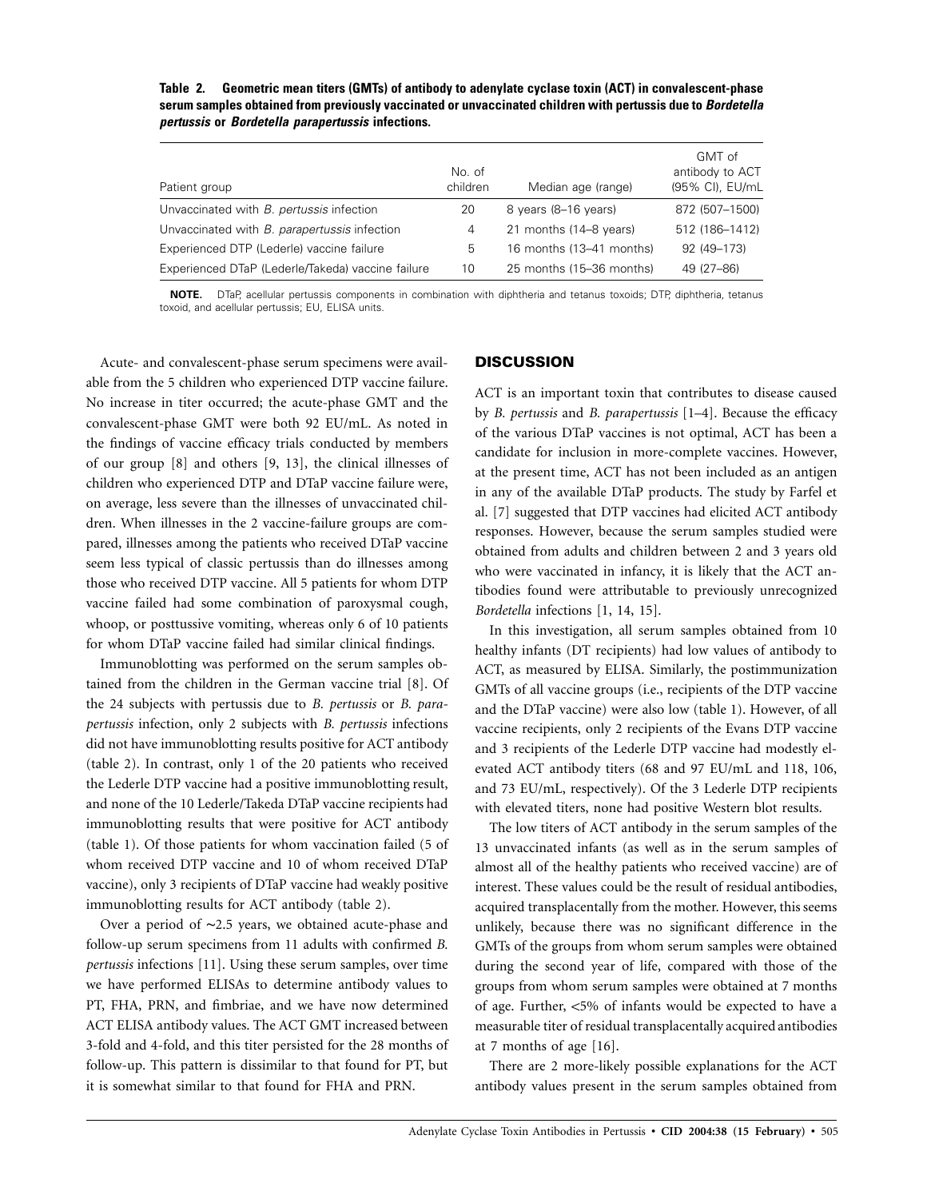**Table 2. Geometric mean titers (GMTs) of antibody to adenylate cyclase toxin (ACT) in convalescent-phase serum samples obtained from previously vaccinated or unvaccinated children with pertussis due to *Bordetella pertussis* or *Bordetella parapertussis* infections.**

| Patient group | No. of children | Median age (range) | GMT of antibody to ACT (95% CI), EU/mL |
|---|---|---|---|
| Unvaccinated with *B. pertussis* infection | 20 | 8 years (8–16 years) | 872 (507–1500) |
| Unvaccinated with *B. parapertussis* infection | 4 | 21 months (14–8 years) | 512 (186–1412) |
| Experienced DTP (Lederle) vaccine failure | 5 | 16 months (13–41 months) | 92 (49–173) |
| Experienced DTaP (Lederle/Takeda) vaccine failure | 10 | 25 months (15–36 months) | 49 (27–86) |

**NOTE.** DTaP, acellular pertussis components in combination with diphtheria and tetanus toxoids; DTP, diphtheria, tetanus toxoid, and acellular pertussis; EU, ELISA units.

Acute- and convalescent-phase serum specimens were available from the 5 children who experienced DTP vaccine failure. No increase in titer occurred; the acute-phase GMT and the convalescent-phase GMT were both 92 EU/mL. As noted in the findings of vaccine efficacy trials conducted by members of our group [8] and others [9, 13], the clinical illnesses of children who experienced DTP and DTaP vaccine failure were, on average, less severe than the illnesses of unvaccinated children. When illnesses in the 2 vaccine-failure groups are compared, illnesses among the patients who received DTaP vaccine seem less typical of classic pertussis than do illnesses among those who received DTP vaccine. All 5 patients for whom DTP vaccine failed had some combination of paroxysmal cough, whoop, or posttussive vomiting, whereas only 6 of 10 patients for whom DTaP vaccine failed had similar clinical findings.

Immunoblotting was performed on the serum samples obtained from the children in the German vaccine trial [8]. Of the 24 subjects with pertussis due to *B. pertussis* or *B. parapertussis* infection, only 2 subjects with *B. pertussis* infections did not have immunoblotting results positive for ACT antibody (table 2). In contrast, only 1 of the 20 patients who received the Lederle DTP vaccine had a positive immunoblotting result, and none of the 10 Lederle/Takeda DTaP vaccine recipients had immunoblotting results that were positive for ACT antibody (table 1). Of those patients for whom vaccination failed (5 of whom received DTP vaccine and 10 of whom received DTaP vaccine), only 3 recipients of DTaP vaccine had weakly positive immunoblotting results for ACT antibody (table 2).

Over a period of ~2.5 years, we obtained acute-phase and follow-up serum specimens from 11 adults with confirmed *B. pertussis* infections [11]. Using these serum samples, over time we have performed ELISAs to determine antibody values to PT, FHA, PRN, and fimbriae, and we have now determined ACT ELISA antibody values. The ACT GMT increased between 3-fold and 4-fold, and this titer persisted for the 28 months of follow-up. This pattern is dissimilar to that found for PT, but it is somewhat similar to that found for FHA and PRN.

## DISCUSSION

ACT is an important toxin that contributes to disease caused by *B. pertussis* and *B. parapertussis* [1–4]. Because the efficacy of the various DTaP vaccines is not optimal, ACT has been a candidate for inclusion in more-complete vaccines. However, at the present time, ACT has not been included as an antigen in any of the available DTaP products. The study by Farfel et al. [7] suggested that DTP vaccines had elicited ACT antibody responses. However, because the serum samples studied were obtained from adults and children between 2 and 3 years old who were vaccinated in infancy, it is likely that the ACT antibodies found were attributable to previously unrecognized *Bordetella* infections [1, 14, 15].

In this investigation, all serum samples obtained from 10 healthy infants (DT recipients) had low values of antibody to ACT, as measured by ELISA. Similarly, the postimmunization GMTs of all vaccine groups (i.e., recipients of the DTP vaccine and the DTaP vaccine) were also low (table 1). However, of all vaccine recipients, only 2 recipients of the Evans DTP vaccine and 3 recipients of the Lederle DTP vaccine had modestly elevated ACT antibody titers (68 and 97 EU/mL and 118, 106, and 73 EU/mL, respectively). Of the 3 Lederle DTP recipients with elevated titers, none had positive Western blot results.

The low titers of ACT antibody in the serum samples of the 13 unvaccinated infants (as well as in the serum samples of almost all of the healthy patients who received vaccine) are of interest. These values could be the result of residual antibodies, acquired transplacentally from the mother. However, this seems unlikely, because there was no significant difference in the GMTs of the groups from whom serum samples were obtained during the second year of life, compared with those of the groups from whom serum samples were obtained at 7 months of age. Further, <5% of infants would be expected to have a measurable titer of residual transplacentally acquired antibodies at 7 months of age [16].

There are 2 more-likely possible explanations for the ACT antibody values present in the serum samples obtained from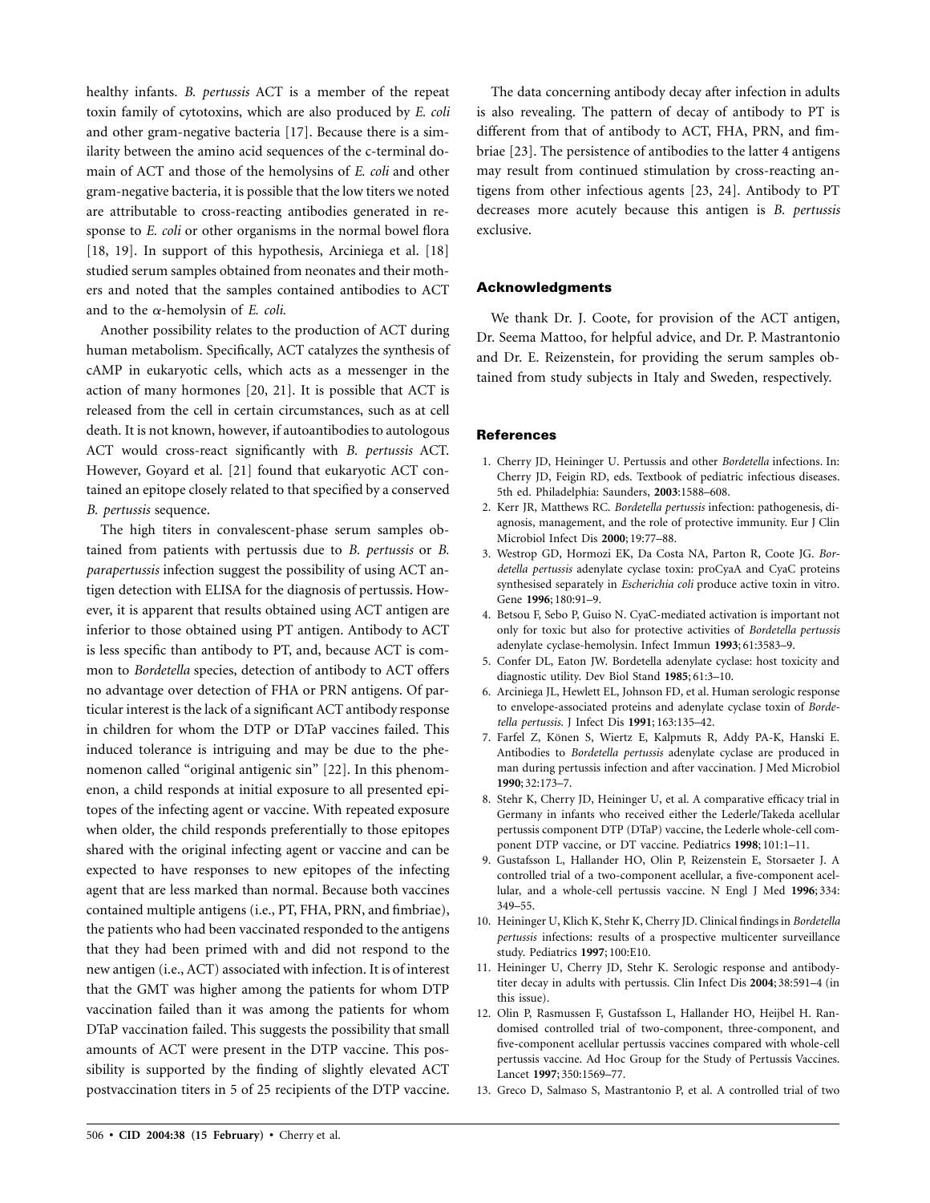healthy infants. *B. pertussis* ACT is a member of the repeat toxin family of cytotoxins, which are also produced by *E. coli* and other gram-negative bacteria [17]. Because there is a similarity between the amino acid sequences of the c-terminal domain of ACT and those of the hemolysins of *E. coli* and other gram-negative bacteria, it is possible that the low titers we noted are attributable to cross-reacting antibodies generated in response to *E. coli* or other organisms in the normal bowel flora [18, 19]. In support of this hypothesis, Arciniega et al. [18] studied serum samples obtained from neonates and their mothers and noted that the samples contained antibodies to ACT and to the $\alpha$-hemolysin of *E. coli.*

Another possibility relates to the production of ACT during human metabolism. Specifically, ACT catalyzes the synthesis of cAMP in eukaryotic cells, which acts as a messenger in the action of many hormones [20, 21]. It is possible that ACT is released from the cell in certain circumstances, such as at cell death. It is not known, however, if autoantibodies to autologous ACT would cross-react significantly with *B. pertussis* ACT. However, Goyard et al. [21] found that eukaryotic ACT contained an epitope closely related to that specified by a conserved *B. pertussis* sequence.

The high titers in convalescent-phase serum samples obtained from patients with pertussis due to *B. pertussis* or *B. parapertussis* infection suggest the possibility of using ACT antigen detection with ELISA for the diagnosis of pertussis. However, it is apparent that results obtained using ACT antigen are inferior to those obtained using PT antigen. Antibody to ACT is less specific than antibody to PT, and, because ACT is common to *Bordetella* species, detection of antibody to ACT offers no advantage over detection of FHA or PRN antigens. Of particular interest is the lack of a significant ACT antibody response in children for whom the DTP or DTaP vaccines failed. This induced tolerance is intriguing and may be due to the phenomenon called "original antigenic sin" [22]. In this phenomenon, a child responds at initial exposure to all presented epitopes of the infecting agent or vaccine. With repeated exposure when older, the child responds preferentially to those epitopes shared with the original infecting agent or vaccine and can be expected to have responses to new epitopes of the infecting agent that are less marked than normal. Because both vaccines contained multiple antigens (i.e., PT, FHA, PRN, and fimbriae), the patients who had been vaccinated responded to the antigens that they had been primed with and did not respond to the new antigen (i.e., ACT) associated with infection. It is of interest that the GMT was higher among the patients for whom DTP vaccination failed than it was among the patients for whom DTaP vaccination failed. This suggests the possibility that small amounts of ACT were present in the DTP vaccine. This possibility is supported by the finding of slightly elevated ACT postvaccination titers in 5 of 25 recipients of the DTP vaccine.

The data concerning antibody decay after infection in adults is also revealing. The pattern of decay of antibody to PT is different from that of antibody to ACT, FHA, PRN, and fimbriae [23]. The persistence of antibodies to the latter 4 antigens may result from continued stimulation by cross-reacting antigens from other infectious agents [23, 24]. Antibody to PT decreases more acutely because this antigen is *B. pertussis* exclusive.

## Acknowledgments

We thank Dr. J. Coote, for provision of the ACT antigen, Dr. Seema Mattoo, for helpful advice, and Dr. P. Mastrantonio and Dr. E. Reizenstein, for providing the serum samples obtained from study subjects in Italy and Sweden, respectively.

## References

1. Cherry JD, Heininger U. Pertussis and other *Bordetella* infections. In: Cherry JD, Feigin RD, eds. Textbook of pediatric infectious diseases. 5th ed. Philadelphia: Saunders, **2003**:1588–608.
2. Kerr JR, Matthews RC. *Bordetella pertussis* infection: pathogenesis, diagnosis, management, and the role of protective immunity. Eur J Clin Microbiol Infect Dis **2000**; 19:77–88.
3. Westrop GD, Hormozi EK, Da Costa NA, Parton R, Coote JG. *Bordetella pertussis* adenylate cyclase toxin: proCyaA and CyaC proteins synthesised separately in *Escherichia coli* produce active toxin in vitro. Gene **1996**; 180:91–9.
4. Betsou F, Sebo P, Guiso N. CyaC-mediated activation is important not only for toxic but also for protective activities of *Bordetella pertussis* adenylate cyclase-hemolysin. Infect Immun **1993**; 61:3583–9.
5. Confer DL, Eaton JW. Bordetella adenylate cyclase: host toxicity and diagnostic utility. Dev Biol Stand **1985**; 61:3–10.
6. Arciniega JL, Hewlett EL, Johnson FD, et al. Human serologic response to envelope-associated proteins and adenylate cyclase toxin of *Bordetella pertussis.* J Infect Dis **1991**; 163:135–42.
7. Farfel Z, Könen S, Wiertz E, Kalpmuts R, Addy PA-K, Hanski E. Antibodies to *Bordetella pertussis* adenylate cyclase are produced in man during pertussis infection and after vaccination. J Med Microbiol **1990**; 32:173–7.
8. Stehr K, Cherry JD, Heininger U, et al. A comparative efficacy trial in Germany in infants who received either the Lederle/Takeda acellular pertussis component DTP (DTaP) vaccine, the Lederle whole-cell component DTP vaccine, or DT vaccine. Pediatrics **1998**; 101:1–11.
9. Gustafsson L, Hallander HO, Olin P, Reizenstein E, Storsaeter J. A controlled trial of a two-component acellular, a five-component acellular, and a whole-cell pertussis vaccine. N Engl J Med **1996**; 334: 349–55.
10. Heininger U, Klich K, Stehr K, Cherry JD. Clinical findings in *Bordetella pertussis* infections: results of a prospective multicenter surveillance study. Pediatrics **1997**; 100:E10.
11. Heininger U, Cherry JD, Stehr K. Serologic response and antibody-titer decay in adults with pertussis. Clin Infect Dis **2004**; 38:591–4 (in this issue).
12. Olin P, Rasmussen F, Gustafsson L, Hallander HO, Heijbel H. Randomised controlled trial of two-component, three-component, and five-component acellular pertussis vaccines compared with whole-cell pertussis vaccine. Ad Hoc Group for the Study of Pertussis Vaccines. Lancet **1997**; 350:1569–77.
13. Greco D, Salmaso S, Mastrantonio P, et al. A controlled trial of two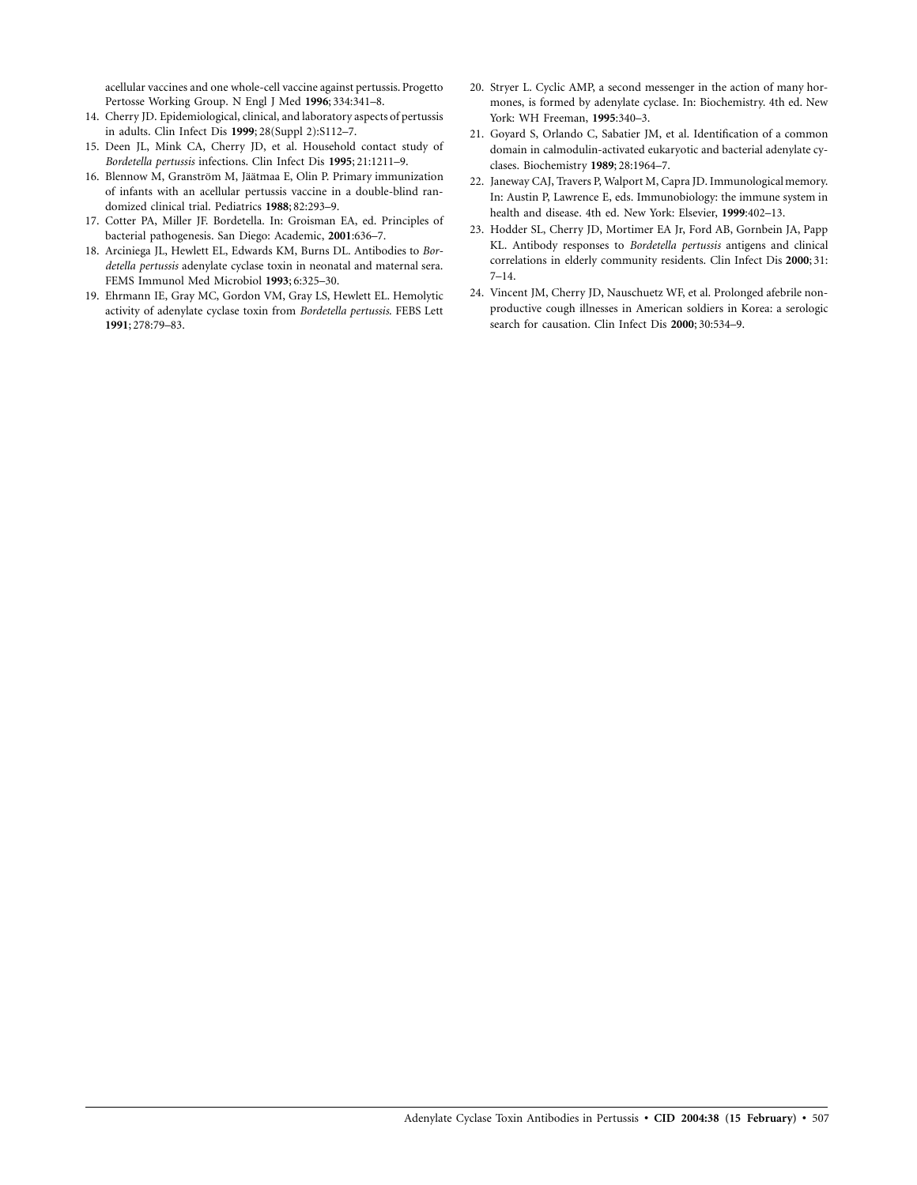acellular vaccines and one whole-cell vaccine against pertussis. Progetto Pertosse Working Group. N Engl J Med **1996**; 334:341–8.

14. Cherry JD. Epidemiological, clinical, and laboratory aspects of pertussis in adults. Clin Infect Dis **1999**; 28(Suppl 2):S112–7.
15. Deen JL, Mink CA, Cherry JD, et al. Household contact study of *Bordetella pertussis* infections. Clin Infect Dis **1995**; 21:1211–9.
16. Blennow M, Granström M, Jäätmaa E, Olin P. Primary immunization of infants with an acellular pertussis vaccine in a double-blind randomized clinical trial. Pediatrics **1988**; 82:293–9.
17. Cotter PA, Miller JF. Bordetella. In: Groisman EA, ed. Principles of bacterial pathogenesis. San Diego: Academic, **2001**:636–7.
18. Arciniega JL, Hewlett EL, Edwards KM, Burns DL. Antibodies to *Bordetella pertussis* adenylate cyclase toxin in neonatal and maternal sera. FEMS Immunol Med Microbiol **1993**; 6:325–30.
19. Ehrmann IE, Gray MC, Gordon VM, Gray LS, Hewlett EL. Hemolytic activity of adenylate cyclase toxin from *Bordetella pertussis*. FEBS Lett **1991**; 278:79–83.
20. Stryer L. Cyclic AMP, a second messenger in the action of many hormones, is formed by adenylate cyclase. In: Biochemistry. 4th ed. New York: WH Freeman, **1995**:340–3.
21. Goyard S, Orlando C, Sabatier JM, et al. Identification of a common domain in calmodulin-activated eukaryotic and bacterial adenylate cyclases. Biochemistry **1989**; 28:1964–7.
22. Janeway CAJ, Travers P, Walport M, Capra JD. Immunological memory. In: Austin P, Lawrence E, eds. Immunobiology: the immune system in health and disease. 4th ed. New York: Elsevier, **1999**:402–13.
23. Hodder SL, Cherry JD, Mortimer EA Jr, Ford AB, Gornbein JA, Papp KL. Antibody responses to *Bordetella pertussis* antigens and clinical correlations in elderly community residents. Clin Infect Dis **2000**; 31:7–14.
24. Vincent JM, Cherry JD, Nauschuetz WF, et al. Prolonged afebrile nonproductive cough illnesses in American soldiers in Korea: a serologic search for causation. Clin Infect Dis **2000**; 30:534–9.